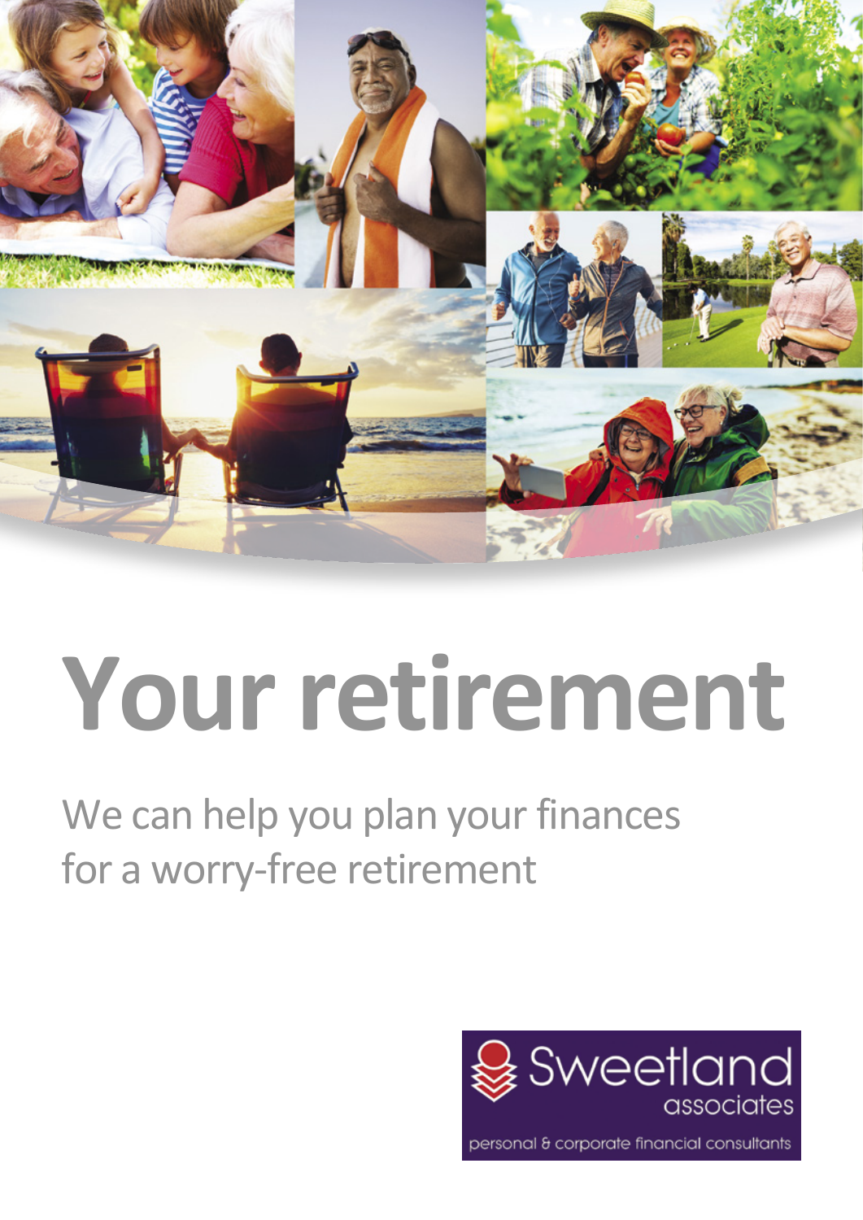# Your retirement

We can help you plan your finances for a worry-free retirement

Sweetland associates

personal & corporate financial consultants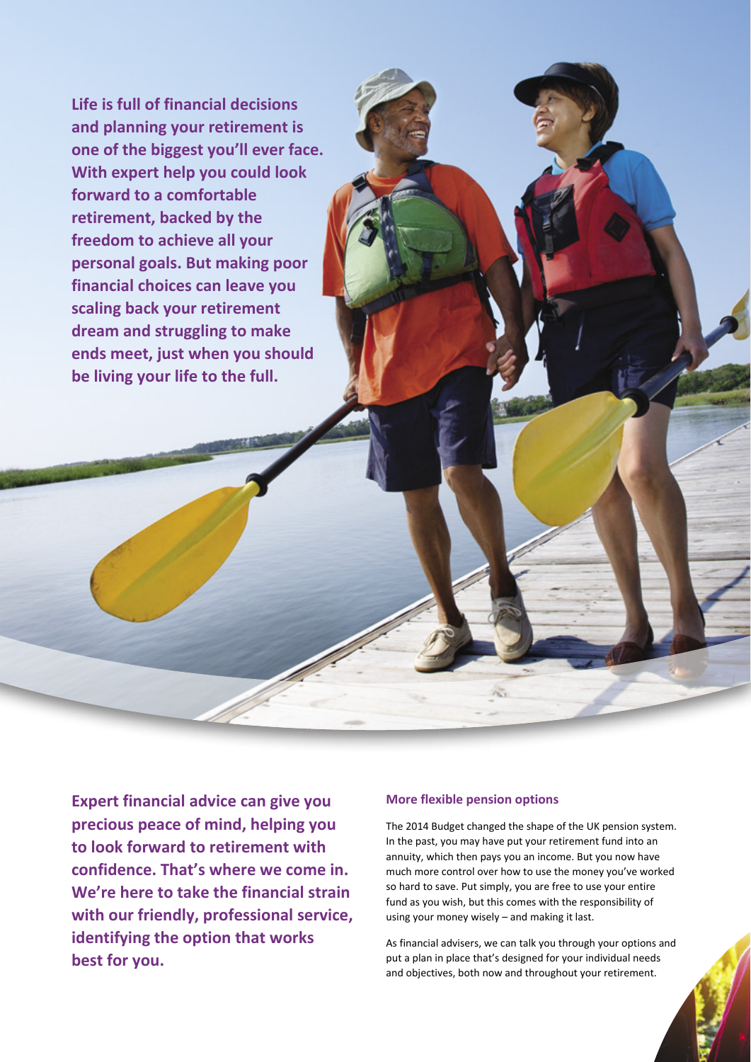**Life is full of financial decisions and planning your retirement is one of the biggest you'll ever face. With expert help you could look forward to a comfortable retirement, backed by the freedom to achieve all your personal goals. But making poor financial choices can leave you scaling back your retirement dream and struggling to make ends meet, just when you should be living your life to the full.**

**Expert financial advice can give you precious peace of mind, helping you to look forward to retirement with confidence. That's where we come in. We're here to take the financial strain with our friendly, professional service, identifying the option that works best for you.**

### More flexible pension options

The 2014 Budget changed the shape of the UK pension system. In the past, you may have put your retirement fund into an annuity, which then pays you an income. But you now have much more control over how to use the money you've worked so hard to save. Put simply, you are free to use your entire fund as you wish, but this comes with the responsibility of using your money wisely – and making it last.

As financial advisers, we can talk you through your options and put a plan in place that's designed for your individual needs and objectives, both now and throughout your retirement.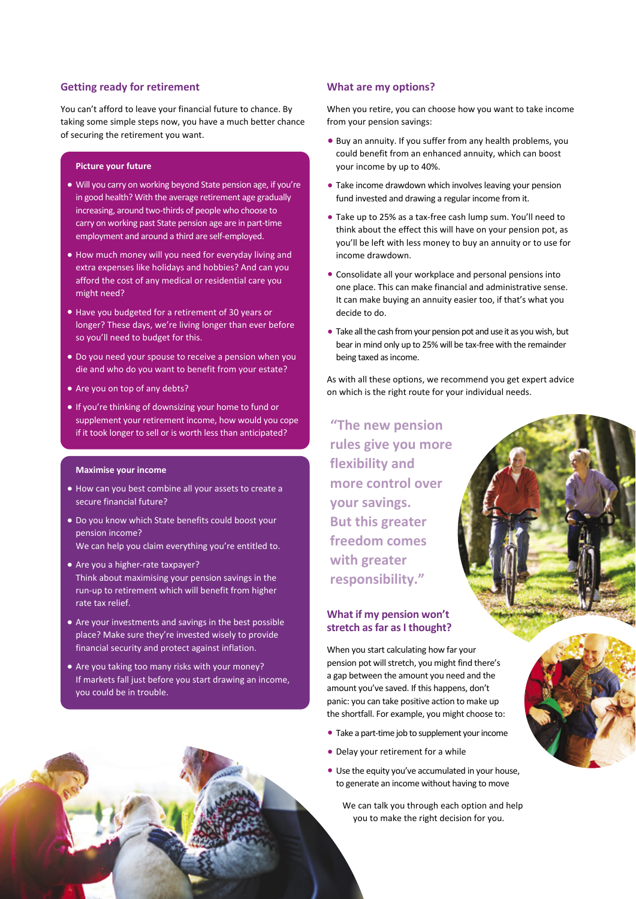## Getting ready for retirement

You can't afford to leave your financial future to chance. By taking some simple steps now, you have a much better chance of securing the retirement you want.

### Picture your future

- Will you carry on working beyond State pension age, if you're in good health? With the average retirement age gradually increasing, around two-thirds of people who choose to carry on working past State pension age are in part-time employment and around a third are self-employed.
- How much money will you need for everyday living and extra expenses like holidays and hobbies? And can you afford the cost of any medical or residential care you might need?
- Have you budgeted for a retirement of 30 years or longer? These days, we're living longer than ever before so you'll need to budget for this.
- Do you need your spouse to receive a pension when you die and who do you want to benefit from your estate?
- Are you on top of any debts?
- If you're thinking of downsizing your home to fund or supplement your retirement income, how would you cope if it took longer to sell or is worth less than anticipated?

### Maximise your income

- How can you best combine all your assets to create a secure financial future?
- Do you know which State benefits could boost your pension income?  
  We can help you claim everything you're entitled to.
- Are you a higher-rate taxpayer?  
  Think about maximising your pension savings in the run-up to retirement which will benefit from higher rate tax relief.
- Are your investments and savings in the best possible place? Make sure they're invested wisely to provide financial security and protect against inflation.
- Are you taking too many risks with your money?  
  If markets fall just before you start drawing an income, you could be in trouble.

## What are my options?

When you retire, you can choose how you want to take income from your pension savings:

- Buy an annuity. If you suffer from any health problems, you could benefit from an enhanced annuity, which can boost your income by up to 40%.
- Take income drawdown which involves leaving your pension fund invested and drawing a regular income from it.
- Take up to 25% as a tax-free cash lump sum. You'll need to think about the effect this will have on your pension pot, as you'll be left with less money to buy an annuity or to use for income drawdown.
- Consolidate all your workplace and personal pensions into one place. This can make financial and administrative sense. It can make buying an annuity easier too, if that's what you decide to do.
- Take all the cash from your pension pot and use it as you wish, but bear in mind only up to 25% will be tax-free with the remainder being taxed as income.

As with all these options, we recommend you get expert advice on which is the right route for your individual needs.

> **"The new pension rules give you more flexibility and more control over your savings. But this greater freedom comes with greater responsibility."**

## What if my pension won't stretch as far as I thought?

When you start calculating how far your pension pot will stretch, you might find there's a gap between the amount you need and the amount you've saved. If this happens, don't panic: you can take positive action to make up the shortfall. For example, you might choose to:

- Take a part-time job to supplement your income
- Delay your retirement for a while
- Use the equity you've accumulated in your house, to generate an income without having to move

We can talk you through each option and help you to make the right decision for you.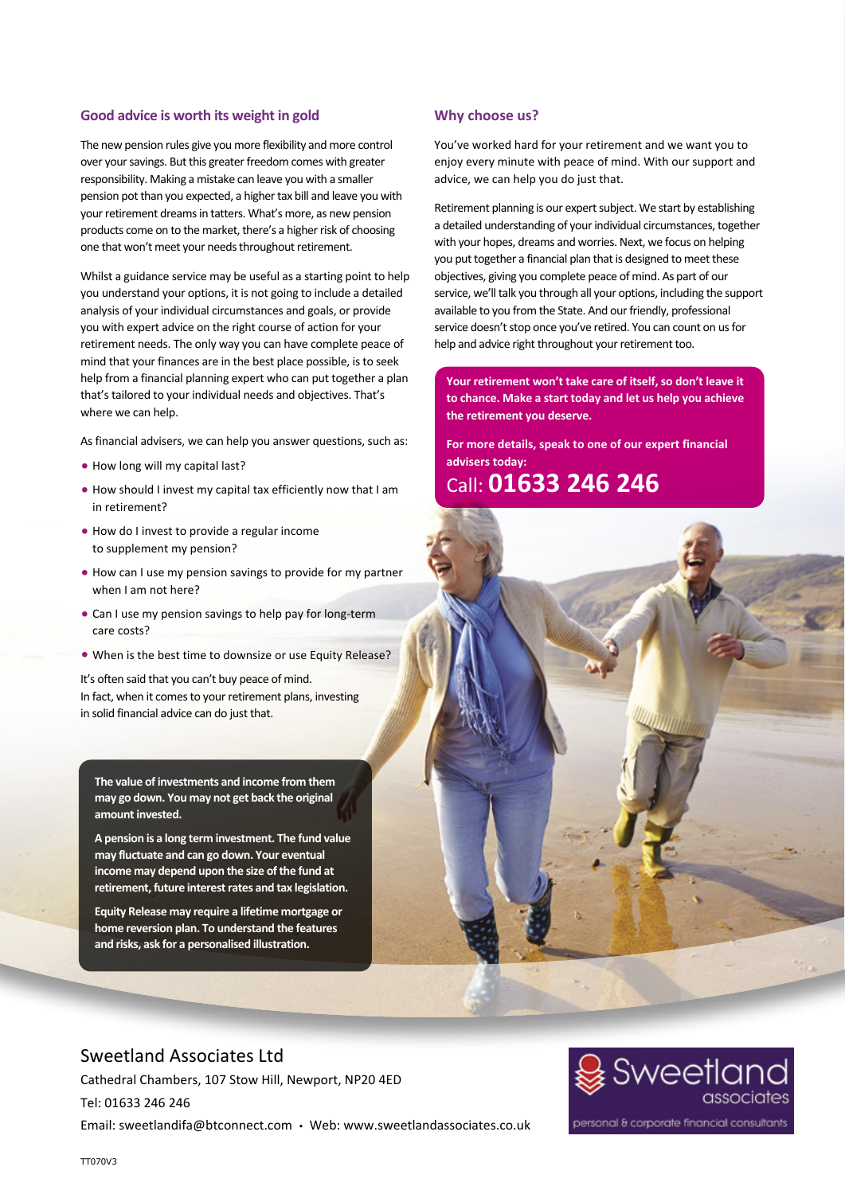## Good advice is worth its weight in gold

The new pension rules give you more flexibility and more control over your savings. But this greater freedom comes with greater responsibility. Making a mistake can leave you with a smaller pension pot than you expected, a higher tax bill and leave you with your retirement dreams in tatters. What's more, as new pension products come on to the market, there's a higher risk of choosing one that won't meet your needs throughout retirement.

Whilst a guidance service may be useful as a starting point to help you understand your options, it is not going to include a detailed analysis of your individual circumstances and goals, or provide you with expert advice on the right course of action for your retirement needs. The only way you can have complete peace of mind that your finances are in the best place possible, is to seek help from a financial planning expert who can put together a plan that's tailored to your individual needs and objectives. That's where we can help.

As financial advisers, we can help you answer questions, such as:

- How long will my capital last?
- How should I invest my capital tax efficiently now that I am in retirement?
- How do I invest to provide a regular income to supplement my pension?
- How can I use my pension savings to provide for my partner when I am not here?
- Can I use my pension savings to help pay for long-term care costs?
- When is the best time to downsize or use Equity Release?

It's often said that you can't buy peace of mind. In fact, when it comes to your retirement plans, investing in solid financial advice can do just that.

**The value of investments and income from them may go down. You may not get back the original amount invested.**

**A pension is a long term investment. The fund value may fluctuate and can go down. Your eventual income may depend upon the size of the fund at retirement, future interest rates and tax legislation.**

**Equity Release may require a lifetime mortgage or home reversion plan. To understand the features and risks, ask for a personalised illustration.**

## Why choose us?

You've worked hard for your retirement and we want you to enjoy every minute with peace of mind. With our support and advice, we can help you do just that.

Retirement planning is our expert subject. We start by establishing a detailed understanding of your individual circumstances, together with your hopes, dreams and worries. Next, we focus on helping you put together a financial plan that is designed to meet these objectives, giving you complete peace of mind. As part of our service, we'll talk you through all your options, including the support available to you from the State. And our friendly, professional service doesn't stop once you've retired. You can count on us for help and advice right throughout your retirement too.

**Your retirement won't take care of itself, so don't leave it to chance. Make a start today and let us help you achieve the retirement you deserve.**

**For more details, speak to one of our expert financial advisers today:**

Call: **01633 246 246**

Sweetland Associates Ltd

Cathedral Chambers, 107 Stow Hill, Newport, NP20 4ED

Tel: 01633 246 246

Email: sweetlandifa@btconnect.com • Web: www.sweetlandassociates.co.uk

Sweetland associates

personal & corporate financial consultants

TT070V3